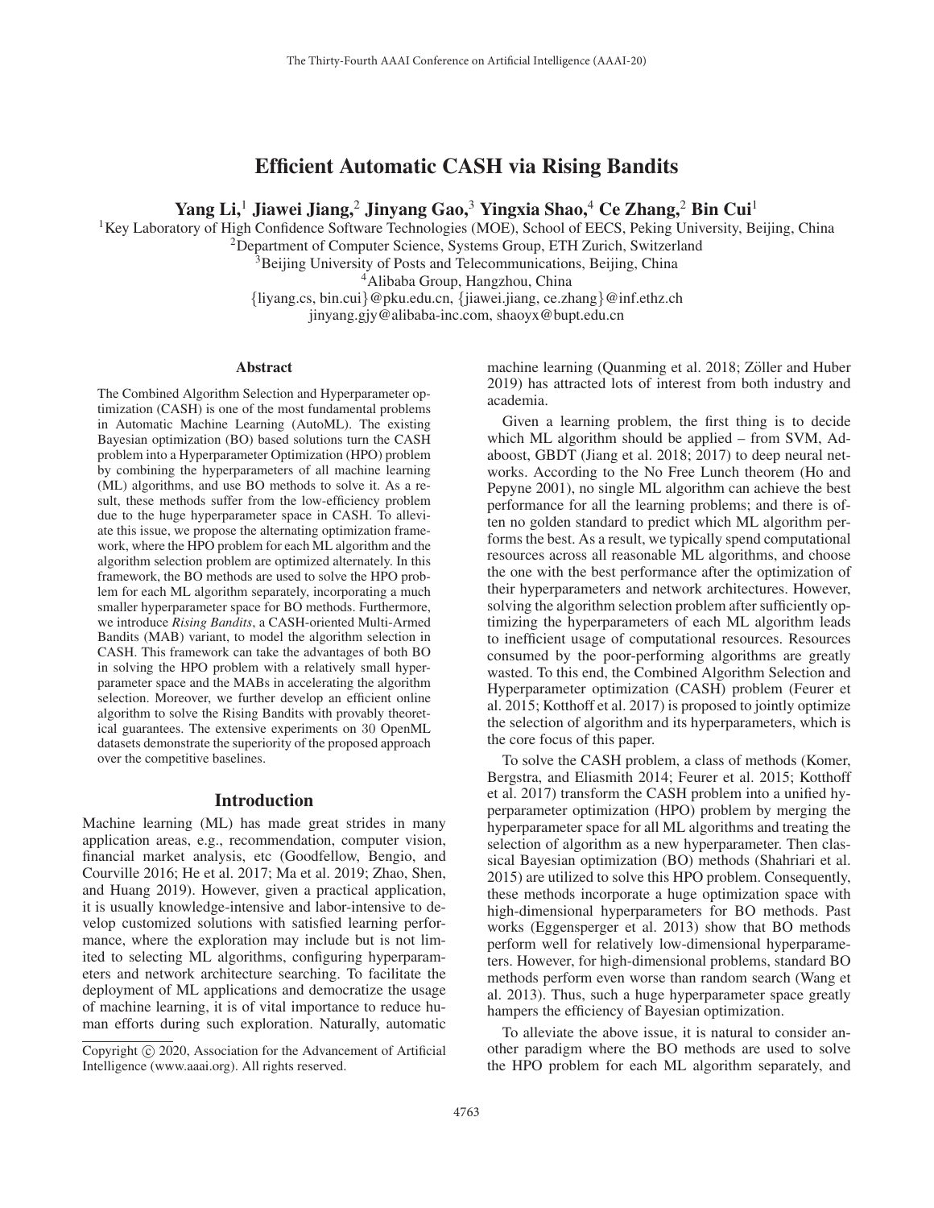# Efficient Automatic CASH via Rising Bandits

**Yang Li,[1] Jiawei Jiang,[2] Jinyang Gao,[3] Yingxia Shao,[4] Ce Zhang,[2] Bin Cui[1]**

[1]Key Laboratory of High Confidence Software Technologies (MOE), School of EECS, Peking University, Beijing, China
[2]Department of Computer Science, Systems Group, ETH Zurich, Switzerland
[3]Beijing University of Posts and Telecommunications, Beijing, China
[4]Alibaba Group, Hangzhou, China
{liyang.cs, bin.cui}@pku.edu.cn, {jiawei.jiang, ce.zhang}@inf.ethz.ch
jinyang.gjy@alibaba-inc.com, shaoyx@bupt.edu.cn

## Abstract

The Combined Algorithm Selection and Hyperparameter optimization (CASH) is one of the most fundamental problems in Automatic Machine Learning (AutoML). The existing Bayesian optimization (BO) based solutions turn the CASH problem into a Hyperparameter Optimization (HPO) problem by combining the hyperparameters of all machine learning (ML) algorithms, and use BO methods to solve it. As a result, these methods suffer from the low-efficiency problem due to the huge hyperparameter space in CASH. To alleviate this issue, we propose the alternating optimization framework, where the HPO problem for each ML algorithm and the algorithm selection problem are optimized alternately. In this framework, the BO methods are used to solve the HPO problem for each ML algorithm separately, incorporating a much smaller hyperparameter space for BO methods. Furthermore, we introduce *Rising Bandits*, a CASH-oriented Multi-Armed Bandits (MAB) variant, to model the algorithm selection in CASH. This framework can take the advantages of both BO in solving the HPO problem with a relatively small hyperparameter space and the MABs in accelerating the algorithm selection. Moreover, we further develop an efficient online algorithm to solve the Rising Bandits with provably theoretical guarantees. The extensive experiments on 30 OpenML datasets demonstrate the superiority of the proposed approach over the competitive baselines.

## Introduction

Machine learning (ML) has made great strides in many application areas, e.g., recommendation, computer vision, financial market analysis, etc (Goodfellow, Bengio, and Courville 2016; He et al. 2017; Ma et al. 2019; Zhao, Shen, and Huang 2019). However, given a practical application, it is usually knowledge-intensive and labor-intensive to develop customized solutions with satisfied learning performance, where the exploration may include but is not limited to selecting ML algorithms, configuring hyperparameters and network architecture searching. To facilitate the deployment of ML applications and democratize the usage of machine learning, it is of vital importance to reduce human efforts during such exploration. Naturally, automatic machine learning (Quanming et al. 2018; Zöller and Huber 2019) has attracted lots of interest from both industry and academia.

Given a learning problem, the first thing is to decide which ML algorithm should be applied – from SVM, Adaboost, GBDT (Jiang et al. 2018; 2017) to deep neural networks. According to the No Free Lunch theorem (Ho and Pepyne 2001), no single ML algorithm can achieve the best performance for all the learning problems; and there is often no golden standard to predict which ML algorithm performs the best. As a result, we typically spend computational resources across all reasonable ML algorithms, and choose the one with the best performance after the optimization of their hyperparameters and network architectures. However, solving the algorithm selection problem after sufficiently optimizing the hyperparameters of each ML algorithm leads to inefficient usage of computational resources. Resources consumed by the poor-performing algorithms are greatly wasted. To this end, the Combined Algorithm Selection and Hyperparameter optimization (CASH) problem (Feurer et al. 2015; Kotthoff et al. 2017) is proposed to jointly optimize the selection of algorithm and its hyperparameters, which is the core focus of this paper.

To solve the CASH problem, a class of methods (Komer, Bergstra, and Eliasmith 2014; Feurer et al. 2015; Kotthoff et al. 2017) transform the CASH problem into a unified hyperparameter optimization (HPO) problem by merging the hyperparameter space for all ML algorithms and treating the selection of algorithm as a new hyperparameter. Then classical Bayesian optimization (BO) methods (Shahriari et al. 2015) are utilized to solve this HPO problem. Consequently, these methods incorporate a huge optimization space with high-dimensional hyperparameters for BO methods. Past works (Eggensperger et al. 2013) show that BO methods perform well for relatively low-dimensional hyperparameters. However, for high-dimensional problems, standard BO methods perform even worse than random search (Wang et al. 2013). Thus, such a huge hyperparameter space greatly hampers the efficiency of Bayesian optimization.

To alleviate the above issue, it is natural to consider another paradigm where the BO methods are used to solve the HPO problem for each ML algorithm separately, and

Copyright © 2020, Association for the Advancement of Artificial Intelligence (www.aaai.org). All rights reserved.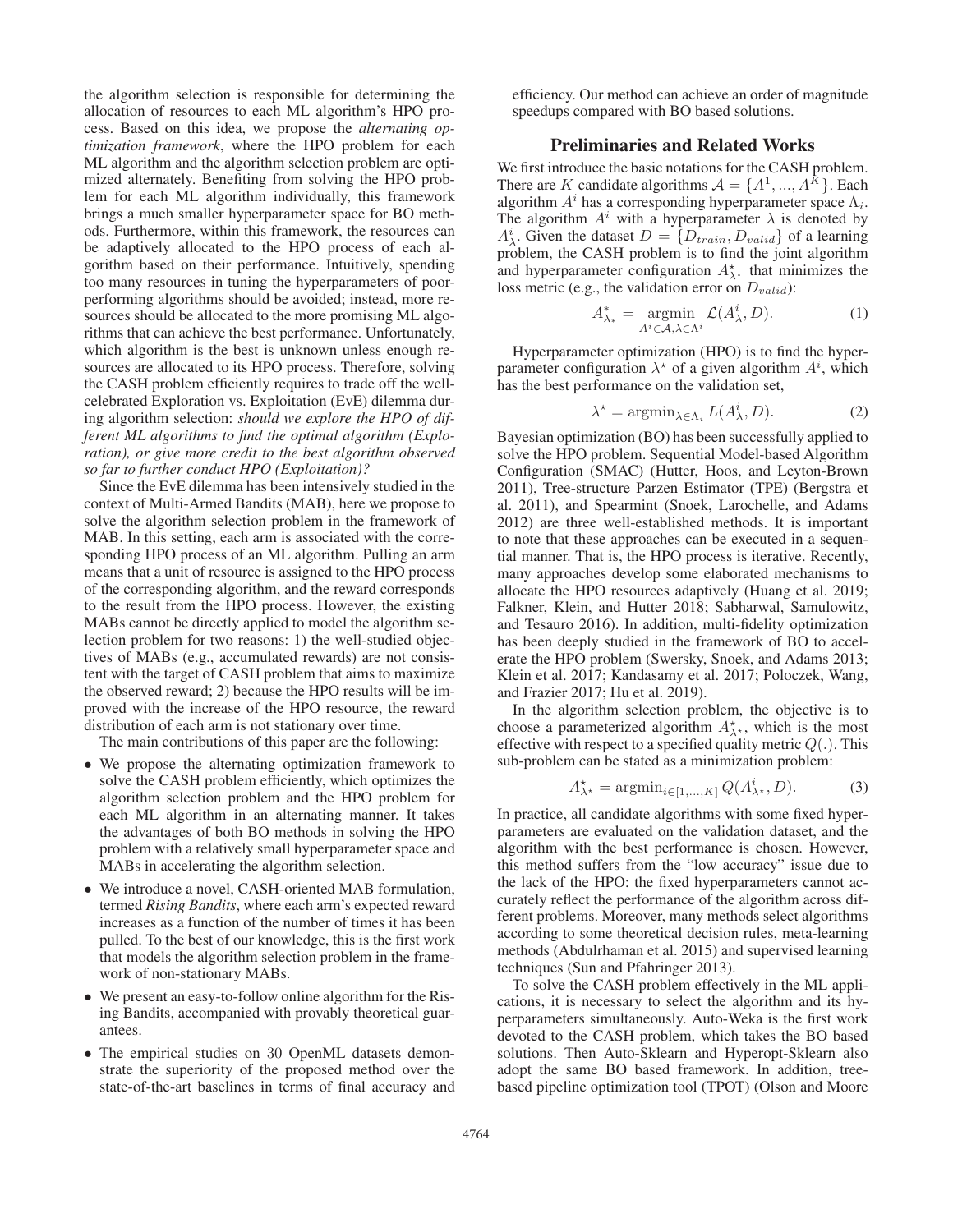the algorithm selection is responsible for determining the allocation of resources to each ML algorithm's HPO process. Based on this idea, we propose the *alternating optimization framework*, where the HPO problem for each ML algorithm and the algorithm selection problem are optimized alternately. Benefiting from solving the HPO problem for each ML algorithm individually, this framework brings a much smaller hyperparameter space for BO methods. Furthermore, within this framework, the resources can be adaptively allocated to the HPO process of each algorithm based on their performance. Intuitively, spending too many resources in tuning the hyperparameters of poor-performing algorithms should be avoided; instead, more resources should be allocated to the more promising ML algorithms that can achieve the best performance. Unfortunately, which algorithm is the best is unknown unless enough resources are allocated to its HPO process. Therefore, solving the CASH problem efficiently requires to trade off the well-celebrated Exploration vs. Exploitation (EvE) dilemma during algorithm selection: *should we explore the HPO of different ML algorithms to find the optimal algorithm (Exploration), or give more credit to the best algorithm observed so far to further conduct HPO (Exploitation)?*

Since the EvE dilemma has been intensively studied in the context of Multi-Armed Bandits (MAB), here we propose to solve the algorithm selection problem in the framework of MAB. In this setting, each arm is associated with the corresponding HPO process of an ML algorithm. Pulling an arm means that a unit of resource is assigned to the HPO process of the corresponding algorithm, and the reward corresponds to the result from the HPO process. However, the existing MABs cannot be directly applied to model the algorithm selection problem for two reasons: 1) the well-studied objectives of MABs (e.g., accumulated rewards) are not consistent with the target of CASH problem that aims to maximize the observed reward; 2) because the HPO results will be improved with the increase of the HPO resource, the reward distribution of each arm is not stationary over time.

The main contributions of this paper are the following:

- We propose the alternating optimization framework to solve the CASH problem efficiently, which optimizes the algorithm selection problem and the HPO problem for each ML algorithm in an alternating manner. It takes the advantages of both BO methods in solving the HPO problem with a relatively small hyperparameter space and MABs in accelerating the algorithm selection.
- We introduce a novel, CASH-oriented MAB formulation, termed *Rising Bandits*, where each arm's expected reward increases as a function of the number of times it has been pulled. To the best of our knowledge, this is the first work that models the algorithm selection problem in the framework of non-stationary MABs.
- We present an easy-to-follow online algorithm for the Rising Bandits, accompanied with provably theoretical guarantees.
- The empirical studies on 30 OpenML datasets demonstrate the superiority of the proposed method over the state-of-the-art baselines in terms of final accuracy and efficiency. Our method can achieve an order of magnitude speedups compared with BO based solutions.

## Preliminaries and Related Works

We first introduce the basic notations for the CASH problem. There are $K$ candidate algorithms $\mathcal{A} = \{A^1, ..., A^K\}$. Each algorithm $A^i$ has a corresponding hyperparameter space $\Lambda_i$. The algorithm $A^i$ with a hyperparameter $\lambda$ is denoted by $A^i_\lambda$. Given the dataset $D = \{D_{train}, D_{valid}\}$ of a learning problem, the CASH problem is to find the joint algorithm and hyperparameter configuration $A^{\star}_{\lambda^\star}$ that minimizes the loss metric (e.g., the validation error on $D_{valid}$):

$$A^*_{\lambda_*} = \underset{A^i \in \mathcal{A}, \lambda \in \Lambda^i}{\operatorname{argmin}} \ \mathcal{L}(A^i_\lambda, D). \tag{1}$$

Hyperparameter optimization (HPO) is to find the hyperparameter configuration $\lambda^\star$ of a given algorithm $A^i$, which has the best performance on the validation set,

$$\lambda^\star = \operatorname{argmin}_{\lambda \in \Lambda_i} L(A^i_\lambda, D). \tag{2}$$

Bayesian optimization (BO) has been successfully applied to solve the HPO problem. Sequential Model-based Algorithm Configuration (SMAC) (Hutter, Hoos, and Leyton-Brown 2011), Tree-structure Parzen Estimator (TPE) (Bergstra et al. 2011), and Spearmint (Snoek, Larochelle, and Adams 2012) are three well-established methods. It is important to note that these approaches can be executed in a sequential manner. That is, the HPO process is iterative. Recently, many approaches develop some elaborated mechanisms to allocate the HPO resources adaptively (Huang et al. 2019; Falkner, Klein, and Hutter 2018; Sabharwal, Samulowitz, and Tesauro 2016). In addition, multi-fidelity optimization has been deeply studied in the framework of BO to accelerate the HPO problem (Swersky, Snoek, and Adams 2013; Klein et al. 2017; Kandasamy et al. 2017; Poloczek, Wang, and Frazier 2017; Hu et al. 2019).

In the algorithm selection problem, the objective is to choose a parameterized algorithm $A^\star_{\lambda^\star}$, which is the most effective with respect to a specified quality metric $Q(.)$. This sub-problem can be stated as a minimization problem:

$$A^\star_{\lambda^\star} = \operatorname{argmin}_{i \in [1,...,K]} Q(A^i_{\lambda^\star}, D). \tag{3}$$

In practice, all candidate algorithms with some fixed hyperparameters are evaluated on the validation dataset, and the algorithm with the best performance is chosen. However, this method suffers from the "low accuracy" issue due to the lack of the HPO: the fixed hyperparameters cannot accurately reflect the performance of the algorithm across different problems. Moreover, many methods select algorithms according to some theoretical decision rules, meta-learning methods (Abdulrhaman et al. 2015) and supervised learning techniques (Sun and Pfahringer 2013).

To solve the CASH problem effectively in the ML applications, it is necessary to select the algorithm and its hyperparameters simultaneously. Auto-Weka is the first work devoted to the CASH problem, which takes the BO based solutions. Then Auto-Sklearn and Hyperopt-Sklearn also adopt the same BO based framework. In addition, tree-based pipeline optimization tool (TPOT) (Olson and Moore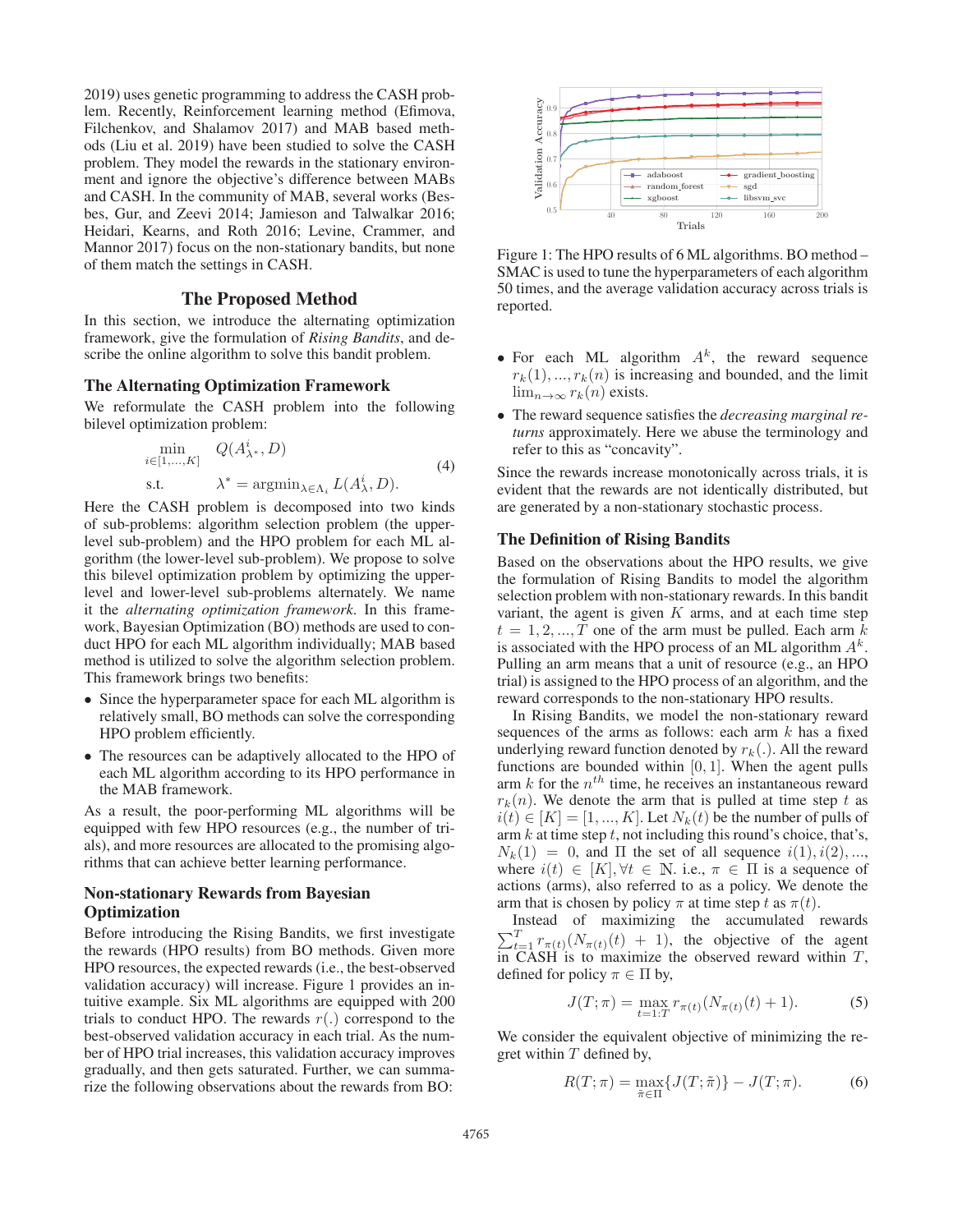2019) uses genetic programming to address the CASH problem. Recently, Reinforcement learning method (Efimova, Filchenkov, and Shalamov 2017) and MAB based methods (Liu et al. 2019) have been studied to solve the CASH problem. They model the rewards in the stationary environment and ignore the objective's difference between MABs and CASH. In the community of MAB, several works (Besbes, Gur, and Zeevi 2014; Jamieson and Talwalkar 2016; Heidari, Kearns, and Roth 2016; Levine, Crammer, and Mannor 2017) focus on the non-stationary bandits, but none of them match the settings in CASH.

## The Proposed Method

In this section, we introduce the alternating optimization framework, give the formulation of *Rising Bandits*, and describe the online algorithm to solve this bandit problem.

### The Alternating Optimization Framework

We reformulate the CASH problem into the following bilevel optimization problem:

$$\begin{aligned} \min_{i \in [1,...,K]} \quad & Q(A^i_{\lambda^*}, D) \\ \text{s.t.} \quad & \lambda^* = \text{argmin}_{\lambda \in \Lambda_i} L(A^i_\lambda, D). \end{aligned} \tag{4}$$

Here the CASH problem is decomposed into two kinds of sub-problems: algorithm selection problem (the upper-level sub-problem) and the HPO problem for each ML algorithm (the lower-level sub-problem). We propose to solve this bilevel optimization problem by optimizing the upper-level and lower-level sub-problems alternately. We name it the *alternating optimization framework*. In this framework, Bayesian Optimization (BO) methods are used to conduct HPO for each ML algorithm individually; MAB based method is utilized to solve the algorithm selection problem. This framework brings two benefits:

- Since the hyperparameter space for each ML algorithm is relatively small, BO methods can solve the corresponding HPO problem efficiently.
- The resources can be adaptively allocated to the HPO of each ML algorithm according to its HPO performance in the MAB framework.

As a result, the poor-performing ML algorithms will be equipped with few HPO resources (e.g., the number of trials), and more resources are allocated to the promising algorithms that can achieve better learning performance.

### Non-stationary Rewards from Bayesian Optimization

Before introducing the Rising Bandits, we first investigate the rewards (HPO results) from BO methods. Given more HPO resources, the expected rewards (i.e., the best-observed validation accuracy) will increase. Figure 1 provides an intuitive example. Six ML algorithms are equipped with 200 trials to conduct HPO. The rewards $r(.)$ correspond to the best-observed validation accuracy in each trial. As the number of HPO trial increases, this validation accuracy improves gradually, and then gets saturated. Further, we can summarize the following observations about the rewards from BO:

Figure 1: The HPO results of 6 ML algorithms. BO method – SMAC is used to tune the hyperparameters of each algorithm 50 times, and the average validation accuracy across trials is reported.

- For each ML algorithm $A^k$, the reward sequence $r_k(1), ..., r_k(n)$ is increasing and bounded, and the limit $\lim_{n\to\infty} r_k(n)$ exists.
- The reward sequence satisfies the *decreasing marginal returns* approximately. Here we abuse the terminology and refer to this as "concavity".

Since the rewards increase monotonically across trials, it is evident that the rewards are not identically distributed, but are generated by a non-stationary stochastic process.

### The Definition of Rising Bandits

Based on the observations about the HPO results, we give the formulation of Rising Bandits to model the algorithm selection problem with non-stationary rewards. In this bandit variant, the agent is given $K$ arms, and at each time step $t = 1, 2, ..., T$ one of the arm must be pulled. Each arm $k$ is associated with the HPO process of an ML algorithm $A^k$. Pulling an arm means that a unit of resource (e.g., an HPO trial) is assigned to the HPO process of an algorithm, and the reward corresponds to the non-stationary HPO results.

In Rising Bandits, we model the non-stationary reward sequences of the arms as follows: each arm $k$ has a fixed underlying reward function denoted by $r_k(.)$. All the reward functions are bounded within $[0, 1]$. When the agent pulls arm $k$ for the $n^{th}$ time, he receives an instantaneous reward $r_k(n)$. We denote the arm that is pulled at time step $t$ as $i(t) \in [K] = [1, ..., K]$. Let $N_k(t)$ be the number of pulls of arm $k$ at time step $t$, not including this round's choice, that's, $N_k(1) = 0$, and $\Pi$ the set of all sequence $i(1), i(2), ...,$ where $i(t) \in [K], \forall t \in \mathbb{N}$. i.e., $\pi \in \Pi$ is a sequence of actions (arms), also referred to as a policy. We denote the arm that is chosen by policy $\pi$ at time step $t$ as $\pi(t)$.

Instead of maximizing the accumulated rewards $\sum_{t=1}^{T} r_{\pi(t)}(N_{\pi(t)}(t) + 1)$, the objective of the agent in CASH is to maximize the observed reward within $T$, defined for policy $\pi \in \Pi$ by,

$$J(T; \pi) = \max_{t=1:T} r_{\pi(t)}(N_{\pi(t)}(t) + 1). \tag{5}$$

We consider the equivalent objective of minimizing the regret within $T$ defined by,

$$R(T; \pi) = \max_{\tilde{\pi} \in \Pi} \{J(T; \tilde{\pi})\} - J(T; \pi). \tag{6}$$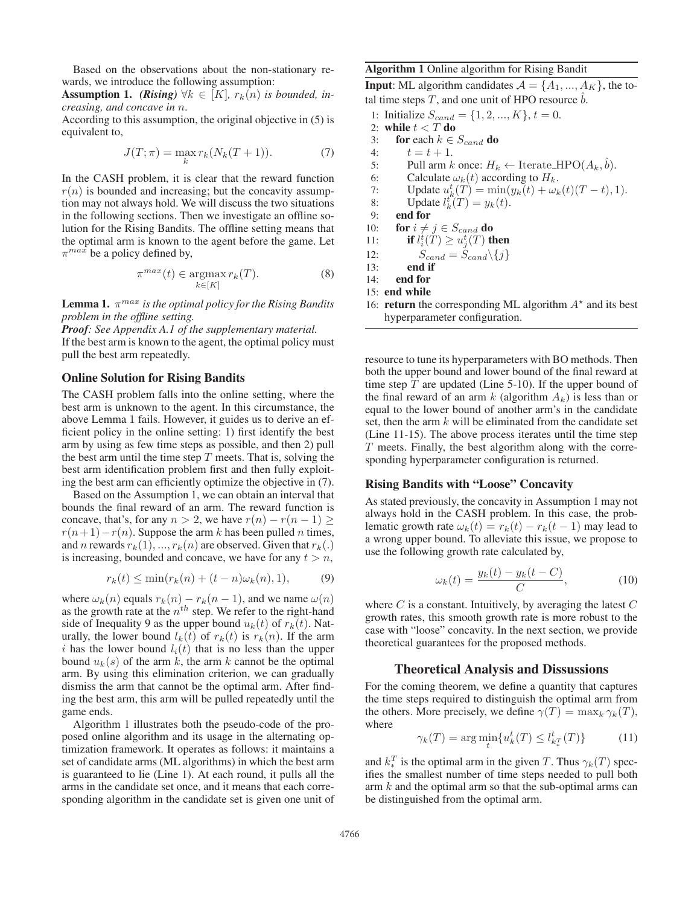Based on the observations about the non-stationary rewards, we introduce the following assumption:

**Assumption 1.** ***(Rising)*** *$\forall k \in [K]$, $r_k(n)$ is bounded, increasing, and concave in $n$.*

According to this assumption, the original objective in (5) is equivalent to,

$$J(T; \pi) = \max_k r_k(N_k(T+1)). \tag{7}$$

In the CASH problem, it is clear that the reward function $r(n)$ is bounded and increasing; but the concavity assumption may not always hold. We will discuss the two situations in the following sections. Then we investigate an offline solution for the Rising Bandits. The offline setting means that the optimal arm is known to the agent before the game. Let $\pi^{max}$ be a policy defined by,

$$\pi^{max}(t) \in \operatorname*{argmax}_{k \in [K]} r_k(T). \tag{8}$$

**Lemma 1.** *$\pi^{max}$ is the optimal policy for the Rising Bandits problem in the offline setting.*

***Proof****: See Appendix A.1 of the supplementary material.*

If the best arm is known to the agent, the optimal policy must pull the best arm repeatedly.

### Online Solution for Rising Bandits

The CASH problem falls into the online setting, where the best arm is unknown to the agent. In this circumstance, the above Lemma 1 fails. However, it guides us to derive an efficient policy in the online setting: 1) first identify the best arm by using as few time steps as possible, and then 2) pull the best arm until the time step $T$ meets. That is, solving the best arm identification problem first and then fully exploiting the best arm can efficiently optimize the objective in (7).

Based on the Assumption 1, we can obtain an interval that bounds the final reward of an arm. The reward function is concave, that's, for any $n > 2$, we have $r(n) - r(n-1) \geq r(n+1) - r(n)$. Suppose the arm $k$ has been pulled $n$ times, and $n$ rewards $r_k(1), ..., r_k(n)$ are observed. Given that $r_k(.)$ is increasing, bounded and concave, we have for any $t > n$,

$$r_k(t) \leq \min(r_k(n) + (t-n)\omega_k(n), 1), \tag{9}$$

where $\omega_k(n)$ equals $r_k(n) - r_k(n-1)$, and we name $\omega(n)$ as the growth rate at the $n^{th}$ step. We refer to the right-hand side of Inequality 9 as the upper bound $u_k(t)$ of $r_k(t)$. Naturally, the lower bound $l_k(t)$ of $r_k(t)$ is $r_k(n)$. If the arm $i$ has the lower bound $l_i(t)$ that is no less than the upper bound $u_k(s)$ of the arm $k$, the arm $k$ cannot be the optimal arm. By using this elimination criterion, we can gradually dismiss the arm that cannot be the optimal arm. After finding the best arm, this arm will be pulled repeatedly until the game ends.

Algorithm 1 illustrates both the pseudo-code of the proposed online algorithm and its usage in the alternating optimization framework. It operates as follows: it maintains a set of candidate arms (ML algorithms) in which the best arm is guaranteed to lie (Line 1). At each round, it pulls all the arms in the candidate set once, and it means that each corresponding algorithm in the candidate set is given one unit of resource to tune its hyperparameters with BO methods. Then both the upper bound and lower bound of the final reward at time step $T$ are updated (Line 5-10). If the upper bound of the final reward of an arm $k$ (algorithm $A_k$) is less than or equal to the lower bound of another arm's in the candidate set, then the arm $k$ will be eliminated from the candidate set (Line 11-15). The above process iterates until the time step $T$ meets. Finally, the best algorithm along with the corresponding hyperparameter configuration is returned.

**Algorithm 1** Online algorithm for Rising Bandit

**Input**: ML algorithm candidates $\mathcal{A} = \{A_1, ..., A_K\}$, the total time steps $T$, and one unit of HPO resource $\hat{b}$.

```
1: Initialize S_cand = {1, 2, ..., K}, t = 0.
2: while t < T do
3:    for each k ∈ S_cand do
4:       t = t + 1.
5:       Pull arm k once: H_k ← Iterate_HPO(A_k, b̂).
6:       Calculate ω_k(t) according to H_k.
7:       Update u_k^t(T) = min(y_k(t) + ω_k(t)(T − t), 1).
8:       Update l_k^t(T) = y_k(t).
9:    end for
10:   for i ≠ j ∈ S_cand do
11:      if l_i^t(T) ≥ u_j^t(T) then
12:         S_cand = S_cand \ {j}
13:      end if
14:   end for
15: end while
16: return the corresponding ML algorithm A* and its best
    hyperparameter configuration.
```

### Rising Bandits with "Loose" Concavity

As stated previously, the concavity in Assumption 1 may not always hold in the CASH problem. In this case, the problematic growth rate $\omega_k(t) = r_k(t) - r_k(t-1)$ may lead to a wrong upper bound. To alleviate this issue, we propose to use the following growth rate calculated by,

$$\omega_k(t) = \frac{y_k(t) - y_k(t-C)}{C}, \tag{10}$$

where $C$ is a constant. Intuitively, by averaging the latest $C$ growth rates, this smooth growth rate is more robust to the case with "loose" concavity. In the next section, we provide theoretical guarantees for the proposed methods.

## Theoretical Analysis and Dissussions

For the coming theorem, we define a quantity that captures the time steps required to distinguish the optimal arm from the others. More precisely, we define $\gamma(T) = \max_k \gamma_k(T)$, where

$$\gamma_k(T) = \arg\min_t \{u_k^t(T) \leq l_{k_*^T}^t(T)\} \tag{11}$$

and $k_*^T$ is the optimal arm in the given $T$. Thus $\gamma_k(T)$ specifies the smallest number of time steps needed to pull both arm $k$ and the optimal arm so that the sub-optimal arms can be distinguished from the optimal arm.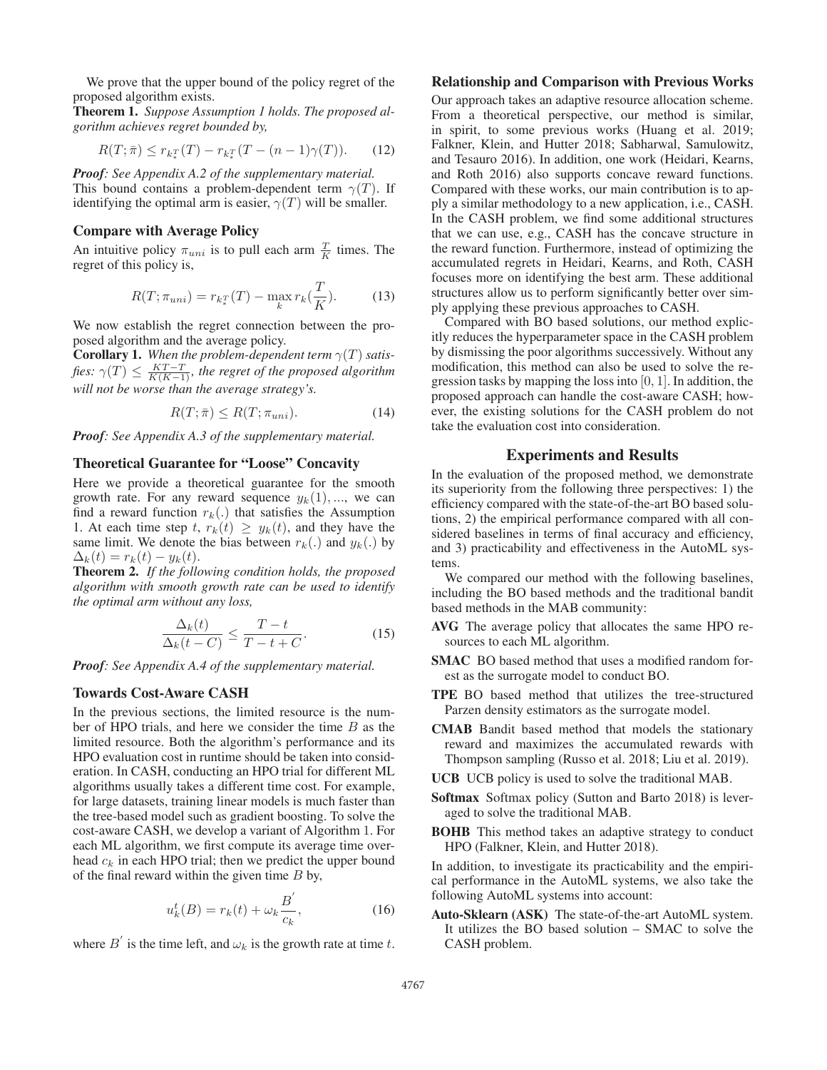We prove that the upper bound of the policy regret of the proposed algorithm exists.

**Theorem 1.** *Suppose Assumption 1 holds. The proposed algorithm achieves regret bounded by,*

$$R(T;\bar{\pi}) \leq r_{k_*^T}(T) - r_{k_*^T}(T-(n-1)\gamma(T)). \tag{12}$$

***Proof**: See Appendix A.2 of the supplementary material.*

This bound contains a problem-dependent term $\gamma(T)$. If identifying the optimal arm is easier, $\gamma(T)$ will be smaller.

## Compare with Average Policy

An intuitive policy $\pi_{uni}$ is to pull each arm $\frac{T}{K}$ times. The regret of this policy is,

$$R(T;\pi_{uni}) = r_{k_*^T}(T) - \max_k r_k(\frac{T}{K}). \tag{13}$$

We now establish the regret connection between the proposed algorithm and the average policy.

**Corollary 1.** *When the problem-dependent term $\gamma(T)$ satisfies: $\gamma(T) \leq \frac{KT-T}{K(K-1)}$, the regret of the proposed algorithm will not be worse than the average strategy's.*

$$R(T;\bar{\pi}) \leq R(T;\pi_{uni}). \tag{14}$$

***Proof**: See Appendix A.3 of the supplementary material.*

## Theoretical Guarantee for "Loose" Concavity

Here we provide a theoretical guarantee for the smooth growth rate. For any reward sequence $y_k(1), ...,$ we can find a reward function $r_k(.)$ that satisfies the Assumption 1. At each time step $t$, $r_k(t) \geq y_k(t)$, and they have the same limit. We denote the bias between $r_k(.)$ and $y_k(.)$ by $\Delta_k(t) = r_k(t) - y_k(t)$.

**Theorem 2.** *If the following condition holds, the proposed algorithm with smooth growth rate can be used to identify the optimal arm without any loss,*

$$\frac{\Delta_k(t)}{\Delta_k(t-C)} \leq \frac{T-t}{T-t+C}. \tag{15}$$

***Proof**: See Appendix A.4 of the supplementary material.*

## Towards Cost-Aware CASH

In the previous sections, the limited resource is the number of HPO trials, and here we consider the time $B$ as the limited resource. Both the algorithm's performance and its HPO evaluation cost in runtime should be taken into consideration. In CASH, conducting an HPO trial for different ML algorithms usually takes a different time cost. For example, for large datasets, training linear models is much faster than the tree-based model such as gradient boosting. To solve the cost-aware CASH, we develop a variant of Algorithm 1. For each ML algorithm, we first compute its average time overhead $c_k$ in each HPO trial; then we predict the upper bound of the final reward within the given time $B$ by,

$$u_k^t(B) = r_k(t) + \omega_k \frac{B^{'}}{c_k}, \tag{16}$$

where $B^{'}$ is the time left, and $\omega_k$ is the growth rate at time $t$.

## Relationship and Comparison with Previous Works

Our approach takes an adaptive resource allocation scheme. From a theoretical perspective, our method is similar, in spirit, to some previous works (Huang et al. 2019; Falkner, Klein, and Hutter 2018; Sabharwal, Samulowitz, and Tesauro 2016). In addition, one work (Heidari, Kearns, and Roth 2016) also supports concave reward functions. Compared with these works, our main contribution is to apply a similar methodology to a new application, i.e., CASH. In the CASH problem, we find some additional structures that we can use, e.g., CASH has the concave structure in the reward function. Furthermore, instead of optimizing the accumulated regrets in Heidari, Kearns, and Roth, CASH focuses more on identifying the best arm. These additional structures allow us to perform significantly better over simply applying these previous approaches to CASH.

Compared with BO based solutions, our method explicitly reduces the hyperparameter space in the CASH problem by dismissing the poor algorithms successively. Without any modification, this method can also be used to solve the regression tasks by mapping the loss into $[0, 1]$. In addition, the proposed approach can handle the cost-aware CASH; however, the existing solutions for the CASH problem do not take the evaluation cost into consideration.

# Experiments and Results

In the evaluation of the proposed method, we demonstrate its superiority from the following three perspectives: 1) the efficiency compared with the state-of-the-art BO based solutions, 2) the empirical performance compared with all considered baselines in terms of final accuracy and efficiency, and 3) practicability and effectiveness in the AutoML systems.

We compared our method with the following baselines, including the BO based methods and the traditional bandit based methods in the MAB community:

- **AVG** The average policy that allocates the same HPO resources to each ML algorithm.
- **SMAC** BO based method that uses a modified random forest as the surrogate model to conduct BO.
- **TPE** BO based method that utilizes the tree-structured Parzen density estimators as the surrogate model.
- **CMAB** Bandit based method that models the stationary reward and maximizes the accumulated rewards with Thompson sampling (Russo et al. 2018; Liu et al. 2019).
- **UCB** UCB policy is used to solve the traditional MAB.
- **Softmax** Softmax policy (Sutton and Barto 2018) is leveraged to solve the traditional MAB.
- **BOHB** This method takes an adaptive strategy to conduct HPO (Falkner, Klein, and Hutter 2018).

In addition, to investigate its practicability and the empirical performance in the AutoML systems, we also take the following AutoML systems into account:

- **Auto-Sklearn (ASK)** The state-of-the-art AutoML system. It utilizes the BO based solution – SMAC to solve the CASH problem.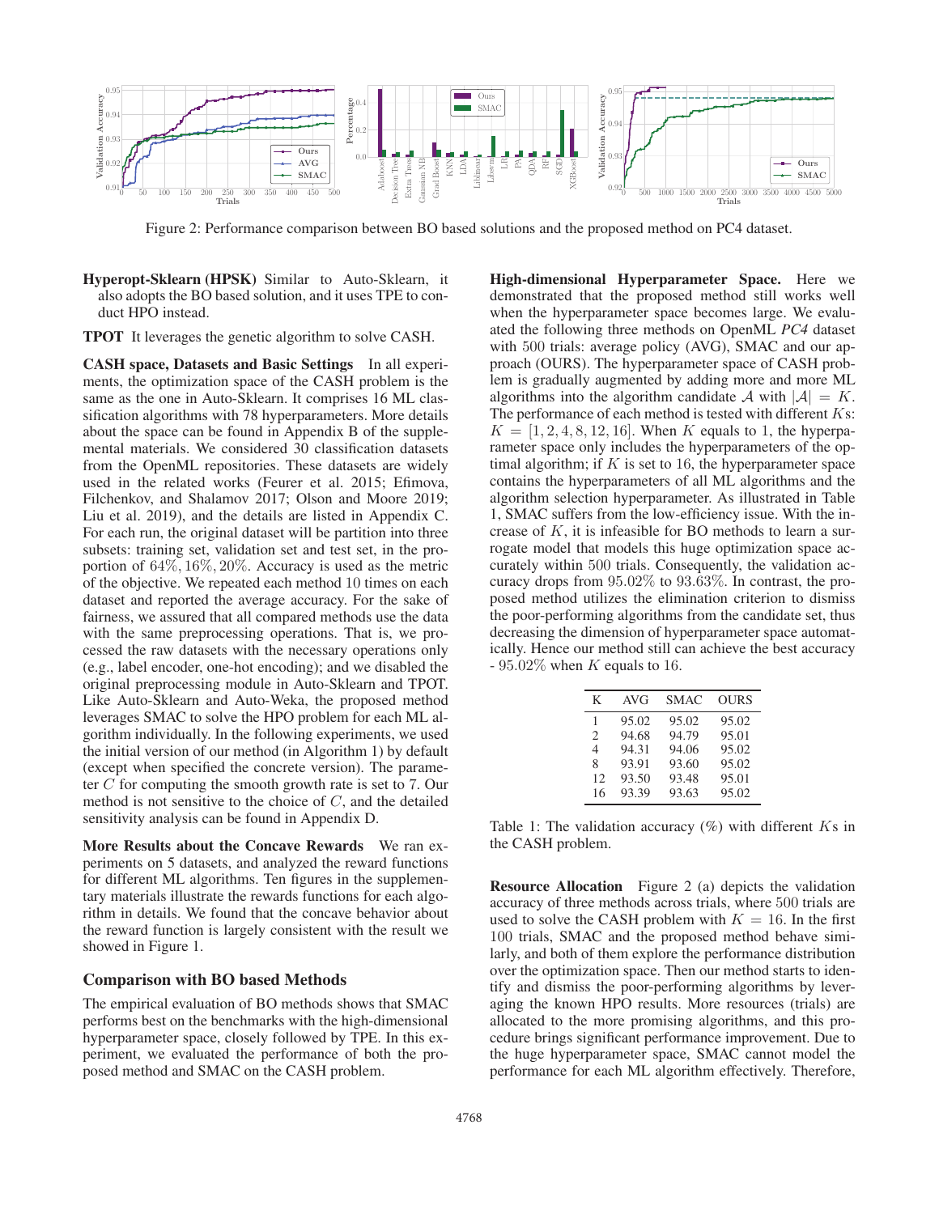Validation Accuracy
0.95
0.94
0.93
0.92
0.91
0 50 100 150 200 250 300 350 400 450 500
Trials
Ours
AVG
SMAC

Percentage
0.4
0.2
0.0
Ours
SMAC
Adaboost
Decision Tree
Extra Trees
Gaussian NB
Grad Boost
KNN
LDA
Liblinear
Libsvm
LR
PA
QDA
RF
SGD
XGBoost

Validation Accuracy
0.95
0.94
0.93
0.92
0 500 1000 1500 2000 2500 3000 3500 4000 4500 5000
Trials
Ours
SMAC

Figure 2: Performance comparison between BO based solutions and the proposed method on PC4 dataset.

**Hyperopt-Sklearn (HPSK)** Similar to Auto-Sklearn, it also adopts the BO based solution, and it uses TPE to conduct HPO instead.

**TPOT** It leverages the genetic algorithm to solve CASH.

**CASH space, Datasets and Basic Settings** In all experiments, the optimization space of the CASH problem is the same as the one in Auto-Sklearn. It comprises 16 ML classification algorithms with 78 hyperparameters. More details about the space can be found in Appendix B of the supplemental materials. We considered 30 classification datasets from the OpenML repositories. These datasets are widely used in the related works (Feurer et al. 2015; Efimova, Filchenkov, and Shalamov 2017; Olson and Moore 2019; Liu et al. 2019), and the details are listed in Appendix C. For each run, the original dataset will be partition into three subsets: training set, validation set and test set, in the proportion of $64\%, 16\%, 20\%$. Accuracy is used as the metric of the objective. We repeated each method 10 times on each dataset and reported the average accuracy. For the sake of fairness, we assured that all compared methods use the data with the same preprocessing operations. That is, we processed the raw datasets with the necessary operations only (e.g., label encoder, one-hot encoding); and we disabled the original preprocessing module in Auto-Sklearn and TPOT. Like Auto-Sklearn and Auto-Weka, the proposed method leverages SMAC to solve the HPO problem for each ML algorithm individually. In the following experiments, we used the initial version of our method (in Algorithm 1) by default (except when specified the concrete version). The parameter $C$ for computing the smooth growth rate is set to 7. Our method is not sensitive to the choice of $C$, and the detailed sensitivity analysis can be found in Appendix D.

**More Results about the Concave Rewards** We ran experiments on 5 datasets, and analyzed the reward functions for different ML algorithms. Ten figures in the supplementary materials illustrate the rewards functions for each algorithm in details. We found that the concave behavior about the reward function is largely consistent with the result we showed in Figure 1.

## Comparison with BO based Methods

The empirical evaluation of BO methods shows that SMAC performs best on the benchmarks with the high-dimensional hyperparameter space, closely followed by TPE. In this experiment, we evaluated the performance of both the proposed method and SMAC on the CASH problem.

**High-dimensional Hyperparameter Space.** Here we demonstrated that the proposed method still works well when the hyperparameter space becomes large. We evaluated the following three methods on OpenML *PC4* dataset with 500 trials: average policy (AVG), SMAC and our approach (OURS). The hyperparameter space of CASH problem is gradually augmented by adding more and more ML algorithms into the algorithm candidate $\mathcal{A}$ with $|\mathcal{A}| = K$. The performance of each method is tested with different $K$s: $K = [1, 2, 4, 8, 12, 16]$. When $K$ equals to 1, the hyperparameter space only includes the hyperparameters of the optimal algorithm; if $K$ is set to 16, the hyperparameter space contains the hyperparameters of all ML algorithms and the algorithm selection hyperparameter. As illustrated in Table 1, SMAC suffers from the low-efficiency issue. With the increase of $K$, it is infeasible for BO methods to learn a surrogate model that models this huge optimization space accurately within 500 trials. Consequently, the validation accuracy drops from $95.02\%$ to $93.63\%$. In contrast, the proposed method utilizes the elimination criterion to dismiss the poor-performing algorithms from the candidate set, thus decreasing the dimension of hyperparameter space automatically. Hence our method still can achieve the best accuracy - $95.02\%$ when $K$ equals to 16.

| K | AVG | SMAC | OURS |
|---|---|---|---|
| 1 | 95.02 | 95.02 | 95.02 |
| 2 | 94.68 | 94.79 | 95.01 |
| 4 | 94.31 | 94.06 | 95.02 |
| 8 | 93.91 | 93.60 | 95.02 |
| 12 | 93.50 | 93.48 | 95.01 |
| 16 | 93.39 | 93.63 | 95.02 |

Table 1: The validation accuracy (%) with different $K$s in the CASH problem.

**Resource Allocation** Figure 2 (a) depicts the validation accuracy of three methods across trials, where 500 trials are used to solve the CASH problem with $K = 16$. In the first 100 trials, SMAC and the proposed method behave similarly, and both of them explore the performance distribution over the optimization space. Then our method starts to identify and dismiss the poor-performing algorithms by leveraging the known HPO results. More resources (trials) are allocated to the more promising algorithms, and this procedure brings significant performance improvement. Due to the huge hyperparameter space, SMAC cannot model the performance for each ML algorithm effectively. Therefore,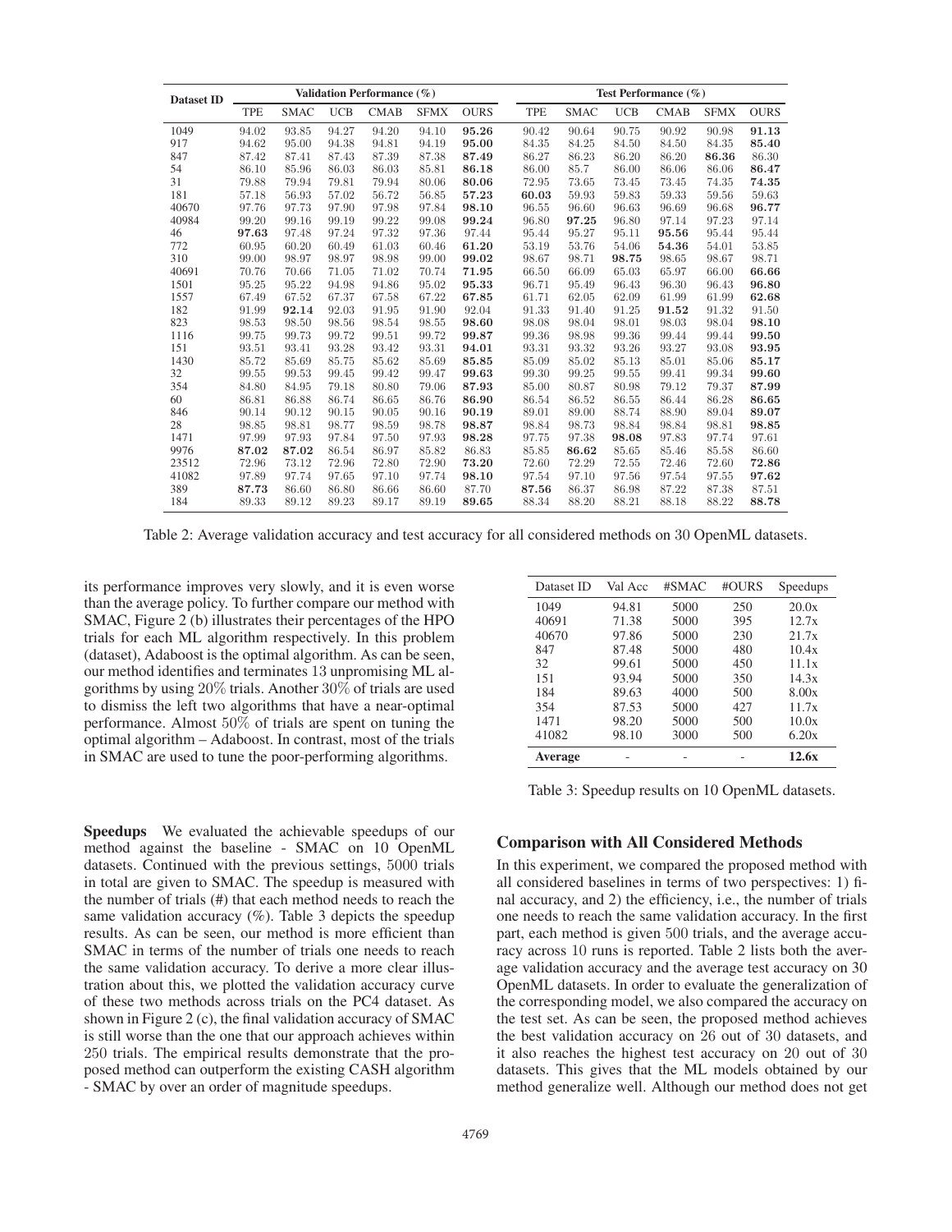| Dataset ID | Validation Performance (%) | | | | | | Test Performance (%) | | | | | |
|---|---|---|---|---|---|---|---|---|---|---|---|---|
| | TPE | SMAC | UCB | CMAB | SFMX | OURS | TPE | SMAC | UCB | CMAB | SFMX | OURS |
| 1049 | 94.02 | 93.85 | 94.27 | 94.20 | 94.10 | **95.26** | 90.42 | 90.64 | 90.75 | 90.92 | 90.98 | **91.13** |
| 917 | 94.62 | 95.00 | 94.38 | 94.81 | 94.19 | **95.00** | 84.35 | 84.25 | 84.50 | 84.50 | 84.35 | **85.40** |
| 847 | 87.42 | 87.41 | 87.43 | 87.39 | 87.38 | **87.49** | 86.27 | 86.23 | 86.20 | 86.20 | **86.36** | 86.30 |
| 54 | 86.10 | 85.96 | 86.03 | 86.03 | 85.81 | **86.18** | 86.00 | 85.7 | 86.00 | 86.06 | 86.06 | **86.47** |
| 31 | 79.88 | 79.94 | 79.81 | 79.94 | 80.06 | **80.06** | 72.95 | 73.65 | 73.45 | 73.45 | 74.35 | **74.35** |
| 181 | 57.18 | 56.93 | 57.02 | 56.72 | 56.85 | **57.23** | **60.03** | 59.93 | 59.83 | 59.33 | 59.56 | 59.63 |
| 40670 | 97.76 | 97.73 | 97.90 | 97.98 | 97.84 | **98.10** | 96.55 | 96.60 | 96.63 | 96.69 | 96.68 | **96.77** |
| 40984 | 99.20 | 99.16 | 99.19 | 99.22 | 99.08 | **99.24** | 96.80 | **97.25** | 96.80 | 97.14 | 97.23 | 97.14 |
| 46 | **97.63** | 97.48 | 97.24 | 97.32 | 97.36 | 97.44 | 95.44 | 95.27 | 95.11 | **95.56** | 95.44 | 95.44 |
| 772 | 60.95 | 60.20 | 60.49 | 61.03 | 60.46 | **61.20** | 53.19 | 53.76 | 54.06 | **54.36** | 54.01 | 53.85 |
| 310 | 99.00 | 98.97 | 98.97 | 98.98 | 99.00 | **99.02** | 98.67 | 98.71 | **98.75** | 98.65 | 98.67 | 98.71 |
| 40691 | 70.76 | 70.66 | 71.05 | 71.02 | 70.74 | **71.95** | 66.50 | 66.09 | 65.03 | 65.97 | 66.00 | **66.66** |
| 1501 | 95.25 | 95.22 | 94.98 | 94.86 | 95.02 | **95.33** | 96.71 | 95.49 | 96.43 | 96.30 | 96.43 | **96.80** |
| 1557 | 67.49 | 67.52 | 67.37 | 67.58 | 67.22 | **67.85** | 61.71 | 62.05 | 62.09 | 61.99 | 61.99 | **62.68** |
| 182 | 91.99 | **92.14** | 92.03 | 91.95 | 91.90 | 92.04 | 91.33 | 91.40 | 91.25 | **91.52** | 91.32 | 91.50 |
| 823 | 98.53 | 98.50 | 98.56 | 98.54 | 98.55 | **98.60** | 98.08 | 98.04 | 98.01 | 98.03 | 98.04 | **98.10** |
| 1116 | 99.75 | 99.73 | 99.72 | 99.51 | 99.72 | **99.87** | 99.36 | 98.98 | 99.36 | 99.44 | 99.44 | **99.50** |
| 151 | 93.51 | 93.41 | 93.28 | 93.42 | 93.31 | **94.01** | 93.31 | 93.32 | 93.26 | 93.27 | 93.08 | **93.95** |
| 1430 | 85.72 | 85.69 | 85.75 | 85.62 | 85.69 | **85.85** | 85.09 | 85.02 | 85.13 | 85.01 | 85.06 | **85.17** |
| 32 | 99.55 | 99.53 | 99.45 | 99.42 | 99.47 | **99.63** | 99.30 | 99.25 | 99.55 | 99.41 | 99.34 | **99.60** |
| 354 | 84.80 | 84.95 | 79.18 | 80.80 | 79.06 | **87.93** | 85.00 | 80.87 | 80.98 | 79.12 | 79.37 | **87.99** |
| 60 | 86.81 | 86.88 | 86.74 | 86.65 | 86.76 | **86.90** | 86.54 | 86.52 | 86.55 | 86.44 | 86.28 | **86.65** |
| 846 | 90.14 | 90.12 | 90.15 | 90.05 | 90.16 | **90.19** | 89.01 | 89.00 | 88.74 | 88.90 | 89.04 | **89.07** |
| 28 | 98.85 | 98.81 | 98.77 | 98.59 | 98.78 | **98.87** | 98.84 | 98.73 | 98.84 | 98.84 | 98.81 | **98.85** |
| 1471 | 97.99 | 97.93 | 97.84 | 97.50 | 97.93 | **98.28** | 97.75 | 97.38 | **98.08** | 97.83 | 97.74 | 97.61 |
| 9976 | **87.02** | **87.02** | 86.54 | 86.97 | 85.82 | 86.83 | 85.85 | **86.62** | 85.65 | 85.46 | 85.58 | 86.60 |
| 23512 | 72.96 | 73.12 | 72.96 | 72.80 | 72.90 | **73.20** | 72.60 | 72.29 | 72.55 | 72.46 | 72.60 | **72.86** |
| 41082 | 97.89 | 97.74 | 97.65 | 97.10 | 97.74 | **98.10** | 97.54 | 97.10 | 97.56 | 97.54 | 97.55 | **97.62** |
| 389 | **87.73** | 86.60 | 86.80 | 86.66 | 86.60 | 87.70 | **87.56** | 86.37 | 86.98 | 87.22 | 87.38 | 87.51 |
| 184 | 89.33 | 89.12 | 89.23 | 89.17 | 89.19 | **89.65** | 88.34 | 88.20 | 88.21 | 88.18 | 88.22 | **88.78** |

Table 2: Average validation accuracy and test accuracy for all considered methods on 30 OpenML datasets.

its performance improves very slowly, and it is even worse than the average policy. To further compare our method with SMAC, Figure 2 (b) illustrates their percentages of the HPO trials for each ML algorithm respectively. In this problem (dataset), Adaboost is the optimal algorithm. As can be seen, our method identifies and terminates 13 unpromising ML algorithms by using 20% trials. Another 30% of trials are used to dismiss the left two algorithms that have a near-optimal performance. Almost 50% of trials are spent on tuning the optimal algorithm – Adaboost. In contrast, most of the trials in SMAC are used to tune the poor-performing algorithms.

**Speedups** We evaluated the achievable speedups of our method against the baseline - SMAC on 10 OpenML datasets. Continued with the previous settings, 5000 trials in total are given to SMAC. The speedup is measured with the number of trials (#) that each method needs to reach the same validation accuracy (%). Table 3 depicts the speedup results. As can be seen, our method is more efficient than SMAC in terms of the number of trials one needs to reach the same validation accuracy. To derive a more clear illustration about this, we plotted the validation accuracy curve of these two methods across trials on the PC4 dataset. As shown in Figure 2 (c), the final validation accuracy of SMAC is still worse than the one that our approach achieves within 250 trials. The empirical results demonstrate that the proposed method can outperform the existing CASH algorithm - SMAC by over an order of magnitude speedups.

| Dataset ID | Val Acc | #SMAC | #OURS | Speedups |
|---|---|---|---|---|
| 1049 | 94.81 | 5000 | 250 | 20.0x |
| 40691 | 71.38 | 5000 | 395 | 12.7x |
| 40670 | 97.86 | 5000 | 230 | 21.7x |
| 847 | 87.48 | 5000 | 480 | 10.4x |
| 32 | 99.61 | 5000 | 450 | 11.1x |
| 151 | 93.94 | 5000 | 350 | 14.3x |
| 184 | 89.63 | 4000 | 500 | 8.00x |
| 354 | 87.53 | 5000 | 427 | 11.7x |
| 1471 | 98.20 | 5000 | 500 | 10.0x |
| 41082 | 98.10 | 3000 | 500 | 6.20x |
| **Average** | - | - | - | **12.6x** |

Table 3: Speedup results on 10 OpenML datasets.

## Comparison with All Considered Methods

In this experiment, we compared the proposed method with all considered baselines in terms of two perspectives: 1) final accuracy, and 2) the efficiency, i.e., the number of trials one needs to reach the same validation accuracy. In the first part, each method is given 500 trials, and the average accuracy across 10 runs is reported. Table 2 lists both the average validation accuracy and the average test accuracy on 30 OpenML datasets. In order to evaluate the generalization of the corresponding model, we also compared the accuracy on the test set. As can be seen, the proposed method achieves the best validation accuracy on 26 out of 30 datasets, and it also reaches the highest test accuracy on 20 out of 30 datasets. This gives that the ML models obtained by our method generalize well. Although our method does not get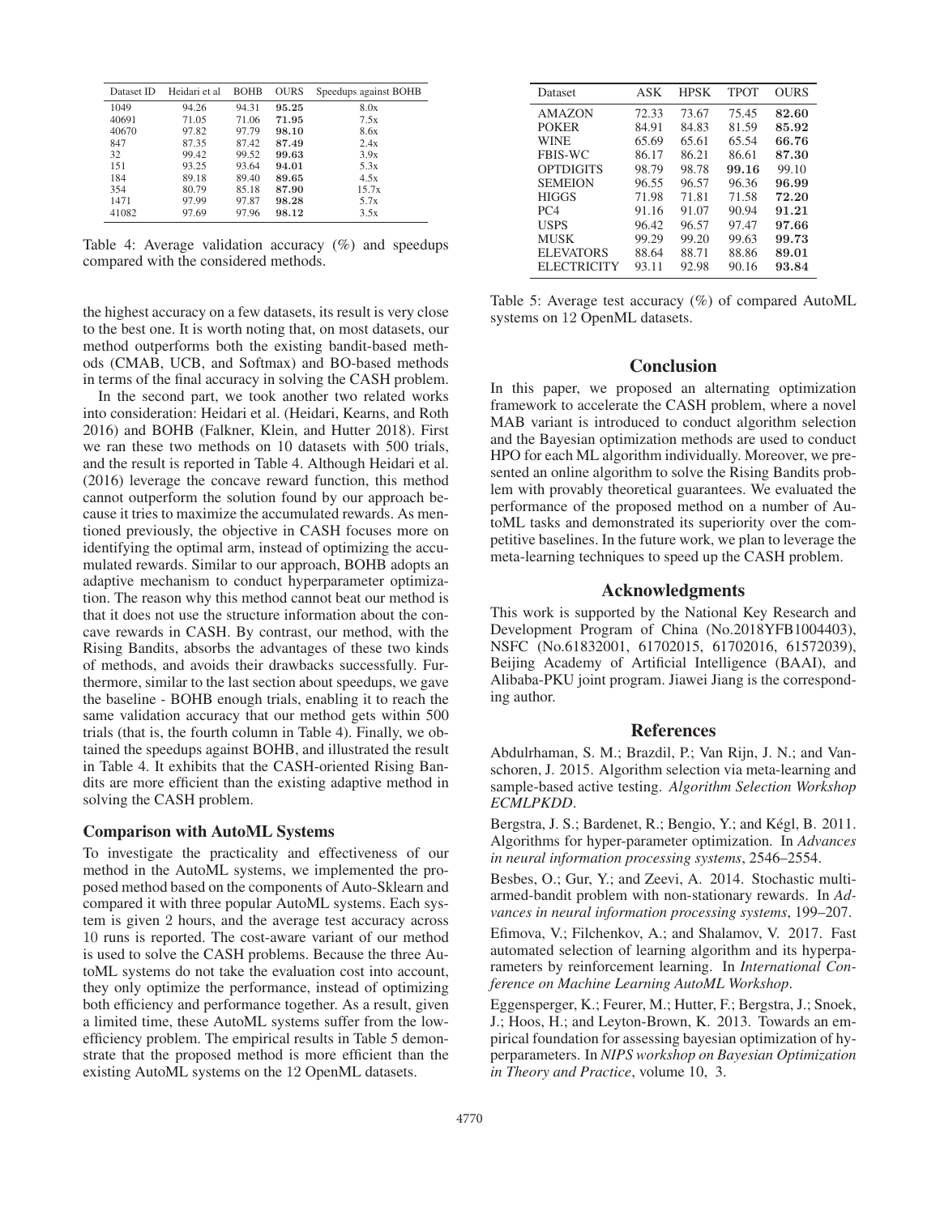| Dataset ID | Heidari et al | BOHB | OURS | Speedups against BOHB |
|---|---|---|---|---|
| 1049 | 94.26 | 94.31 | **95.25** | 8.0x |
| 40691 | 71.05 | 71.06 | **71.95** | 7.5x |
| 40670 | 97.82 | 97.79 | **98.10** | 8.6x |
| 847 | 87.35 | 87.42 | **87.49** | 2.4x |
| 32 | 99.42 | 99.52 | **99.63** | 3.9x |
| 151 | 93.25 | 93.64 | **94.01** | 5.3x |
| 184 | 89.18 | 89.40 | **89.65** | 4.5x |
| 354 | 80.79 | 85.18 | **87.90** | 15.7x |
| 1471 | 97.99 | 97.87 | **98.28** | 5.7x |
| 41082 | 97.69 | 97.96 | **98.12** | 3.5x |

Table 4: Average validation accuracy (%) and speedups compared with the considered methods.

the highest accuracy on a few datasets, its result is very close to the best one. It is worth noting that, on most datasets, our method outperforms both the existing bandit-based methods (CMAB, UCB, and Softmax) and BO-based methods in terms of the final accuracy in solving the CASH problem.

In the second part, we took another two related works into consideration: Heidari et al. (Heidari, Kearns, and Roth 2016) and BOHB (Falkner, Klein, and Hutter 2018). First we ran these two methods on 10 datasets with 500 trials, and the result is reported in Table 4. Although Heidari et al. (2016) leverage the concave reward function, this method cannot outperform the solution found by our approach because it tries to maximize the accumulated rewards. As mentioned previously, the objective in CASH focuses more on identifying the optimal arm, instead of optimizing the accumulated rewards. Similar to our approach, BOHB adopts an adaptive mechanism to conduct hyperparameter optimization. The reason why this method cannot beat our method is that it does not use the structure information about the concave rewards in CASH. By contrast, our method, with the Rising Bandits, absorbs the advantages of these two kinds of methods, and avoids their drawbacks successfully. Furthermore, similar to the last section about speedups, we gave the baseline - BOHB enough trials, enabling it to reach the same validation accuracy that our method gets within 500 trials (that is, the fourth column in Table 4). Finally, we obtained the speedups against BOHB, and illustrated the result in Table 4. It exhibits that the CASH-oriented Rising Bandits are more efficient than the existing adaptive method in solving the CASH problem.

### Comparison with AutoML Systems

To investigate the practicality and effectiveness of our method in the AutoML systems, we implemented the proposed method based on the components of Auto-Sklearn and compared it with three popular AutoML systems. Each system is given 2 hours, and the average test accuracy across 10 runs is reported. The cost-aware variant of our method is used to solve the CASH problems. Because the three AutoML systems do not take the evaluation cost into account, they only optimize the performance, instead of optimizing both efficiency and performance together. As a result, given a limited time, these AutoML systems suffer from the low-efficiency problem. The empirical results in Table 5 demonstrate that the proposed method is more efficient than the existing AutoML systems on the 12 OpenML datasets.

| Dataset | ASK | HPSK | TPOT | OURS |
|---|---|---|---|---|
| AMAZON | 72.33 | 73.67 | 75.45 | **82.60** |
| POKER | 84.91 | 84.83 | 81.59 | **85.92** |
| WINE | 65.69 | 65.61 | 65.54 | **66.76** |
| FBIS-WC | 86.17 | 86.21 | 86.61 | **87.30** |
| OPTDIGITS | 98.79 | 98.78 | **99.16** | 99.10 |
| SEMEION | 96.55 | 96.57 | 96.36 | **96.99** |
| HIGGS | 71.98 | 71.81 | 71.58 | **72.20** |
| PC4 | 91.16 | 91.07 | 90.94 | **91.21** |
| USPS | 96.42 | 96.57 | 97.47 | **97.66** |
| MUSK | 99.29 | 99.20 | 99.63 | **99.73** |
| ELEVATORS | 88.64 | 88.71 | 88.86 | **89.01** |
| ELECTRICITY | 93.11 | 92.98 | 90.16 | **93.84** |

Table 5: Average test accuracy (%) of compared AutoML systems on 12 OpenML datasets.

## Conclusion

In this paper, we proposed an alternating optimization framework to accelerate the CASH problem, where a novel MAB variant is introduced to conduct algorithm selection and the Bayesian optimization methods are used to conduct HPO for each ML algorithm individually. Moreover, we presented an online algorithm to solve the Rising Bandits problem with provably theoretical guarantees. We evaluated the performance of the proposed method on a number of AutoML tasks and demonstrated its superiority over the competitive baselines. In the future work, we plan to leverage the meta-learning techniques to speed up the CASH problem.

## Acknowledgments

This work is supported by the National Key Research and Development Program of China (No.2018YFB1004403), NSFC (No.61832001, 61702015, 61702016, 61572039), Beijing Academy of Artificial Intelligence (BAAI), and Alibaba-PKU joint program. Jiawei Jiang is the corresponding author.

## References

Abdulrhaman, S. M.; Brazdil, P.; Van Rijn, J. N.; and Vanschoren, J. 2015. Algorithm selection via meta-learning and sample-based active testing. *Algorithm Selection Workshop ECMLPKDD*.

Bergstra, J. S.; Bardenet, R.; Bengio, Y.; and Kégl, B. 2011. Algorithms for hyper-parameter optimization. In *Advances in neural information processing systems*, 2546–2554.

Besbes, O.; Gur, Y.; and Zeevi, A. 2014. Stochastic multi-armed-bandit problem with non-stationary rewards. In *Advances in neural information processing systems*, 199–207.

Efimova, V.; Filchenkov, A.; and Shalamov, V. 2017. Fast automated selection of learning algorithm and its hyperparameters by reinforcement learning. In *International Conference on Machine Learning AutoML Workshop*.

Eggensperger, K.; Feurer, M.; Hutter, F.; Bergstra, J.; Snoek, J.; Hoos, H.; and Leyton-Brown, K. 2013. Towards an empirical foundation for assessing bayesian optimization of hyperparameters. In *NIPS workshop on Bayesian Optimization in Theory and Practice*, volume 10, 3.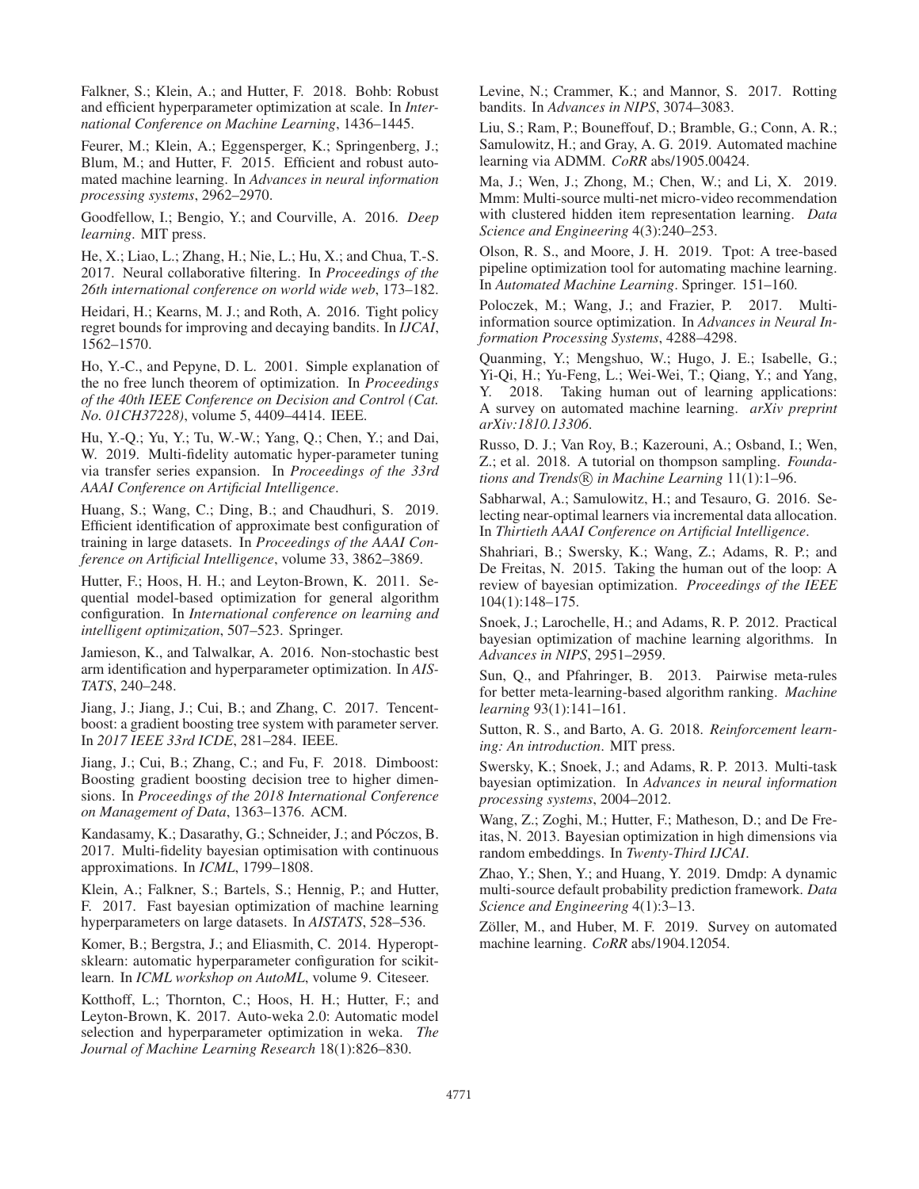Falkner, S.; Klein, A.; and Hutter, F. 2018. Bohb: Robust and efficient hyperparameter optimization at scale. In *International Conference on Machine Learning*, 1436–1445.

Feurer, M.; Klein, A.; Eggensperger, K.; Springenberg, J.; Blum, M.; and Hutter, F. 2015. Efficient and robust automated machine learning. In *Advances in neural information processing systems*, 2962–2970.

Goodfellow, I.; Bengio, Y.; and Courville, A. 2016. *Deep learning*. MIT press.

He, X.; Liao, L.; Zhang, H.; Nie, L.; Hu, X.; and Chua, T.-S. 2017. Neural collaborative filtering. In *Proceedings of the 26th international conference on world wide web*, 173–182.

Heidari, H.; Kearns, M. J.; and Roth, A. 2016. Tight policy regret bounds for improving and decaying bandits. In *IJCAI*, 1562–1570.

Ho, Y.-C., and Pepyne, D. L. 2001. Simple explanation of the no free lunch theorem of optimization. In *Proceedings of the 40th IEEE Conference on Decision and Control (Cat. No. 01CH37228)*, volume 5, 4409–4414. IEEE.

Hu, Y.-Q.; Yu, Y.; Tu, W.-W.; Yang, Q.; Chen, Y.; and Dai, W. 2019. Multi-fidelity automatic hyper-parameter tuning via transfer series expansion. In *Proceedings of the 33rd AAAI Conference on Artificial Intelligence*.

Huang, S.; Wang, C.; Ding, B.; and Chaudhuri, S. 2019. Efficient identification of approximate best configuration of training in large datasets. In *Proceedings of the AAAI Conference on Artificial Intelligence*, volume 33, 3862–3869.

Hutter, F.; Hoos, H. H.; and Leyton-Brown, K. 2011. Sequential model-based optimization for general algorithm configuration. In *International conference on learning and intelligent optimization*, 507–523. Springer.

Jamieson, K., and Talwalkar, A. 2016. Non-stochastic best arm identification and hyperparameter optimization. In *AISTATS*, 240–248.

Jiang, J.; Jiang, J.; Cui, B.; and Zhang, C. 2017. Tencentboost: a gradient boosting tree system with parameter server. In *2017 IEEE 33rd ICDE*, 281–284. IEEE.

Jiang, J.; Cui, B.; Zhang, C.; and Fu, F. 2018. Dimboost: Boosting gradient boosting decision tree to higher dimensions. In *Proceedings of the 2018 International Conference on Management of Data*, 1363–1376. ACM.

Kandasamy, K.; Dasarathy, G.; Schneider, J.; and Póczos, B. 2017. Multi-fidelity bayesian optimisation with continuous approximations. In *ICML*, 1799–1808.

Klein, A.; Falkner, S.; Bartels, S.; Hennig, P.; and Hutter, F. 2017. Fast bayesian optimization of machine learning hyperparameters on large datasets. In *AISTATS*, 528–536.

Komer, B.; Bergstra, J.; and Eliasmith, C. 2014. Hyperopt-sklearn: automatic hyperparameter configuration for scikit-learn. In *ICML workshop on AutoML*, volume 9. Citeseer.

Kotthoff, L.; Thornton, C.; Hoos, H. H.; Hutter, F.; and Leyton-Brown, K. 2017. Auto-weka 2.0: Automatic model selection and hyperparameter optimization in weka. *The Journal of Machine Learning Research* 18(1):826–830.

Levine, N.; Crammer, K.; and Mannor, S. 2017. Rotting bandits. In *Advances in NIPS*, 3074–3083.

Liu, S.; Ram, P.; Bouneffouf, D.; Bramble, G.; Conn, A. R.; Samulowitz, H.; and Gray, A. G. 2019. Automated machine learning via ADMM. *CoRR* abs/1905.00424.

Ma, J.; Wen, J.; Zhong, M.; Chen, W.; and Li, X. 2019. Mmm: Multi-source multi-net micro-video recommendation with clustered hidden item representation learning. *Data Science and Engineering* 4(3):240–253.

Olson, R. S., and Moore, J. H. 2019. Tpot: A tree-based pipeline optimization tool for automating machine learning. In *Automated Machine Learning*. Springer. 151–160.

Poloczek, M.; Wang, J.; and Frazier, P. 2017. Multi-information source optimization. In *Advances in Neural Information Processing Systems*, 4288–4298.

Quanming, Y.; Mengshuo, W.; Hugo, J. E.; Isabelle, G.; Yi-Qi, H.; Yu-Feng, L.; Wei-Wei, T.; Qiang, Y.; and Yang, Y. 2018. Taking human out of learning applications: A survey on automated machine learning. *arXiv preprint arXiv:1810.13306*.

Russo, D. J.; Van Roy, B.; Kazerouni, A.; Osband, I.; Wen, Z.; et al. 2018. A tutorial on thompson sampling. *Foundations and Trends® in Machine Learning* 11(1):1–96.

Sabharwal, A.; Samulowitz, H.; and Tesauro, G. 2016. Selecting near-optimal learners via incremental data allocation. In *Thirtieth AAAI Conference on Artificial Intelligence*.

Shahriari, B.; Swersky, K.; Wang, Z.; Adams, R. P.; and De Freitas, N. 2015. Taking the human out of the loop: A review of bayesian optimization. *Proceedings of the IEEE* 104(1):148–175.

Snoek, J.; Larochelle, H.; and Adams, R. P. 2012. Practical bayesian optimization of machine learning algorithms. In *Advances in NIPS*, 2951–2959.

Sun, Q., and Pfahringer, B. 2013. Pairwise meta-rules for better meta-learning-based algorithm ranking. *Machine learning* 93(1):141–161.

Sutton, R. S., and Barto, A. G. 2018. *Reinforcement learning: An introduction*. MIT press.

Swersky, K.; Snoek, J.; and Adams, R. P. 2013. Multi-task bayesian optimization. In *Advances in neural information processing systems*, 2004–2012.

Wang, Z.; Zoghi, M.; Hutter, F.; Matheson, D.; and De Freitas, N. 2013. Bayesian optimization in high dimensions via random embeddings. In *Twenty-Third IJCAI*.

Zhao, Y.; Shen, Y.; and Huang, Y. 2019. Dmdp: A dynamic multi-source default probability prediction framework. *Data Science and Engineering* 4(1):3–13.

Zöller, M., and Huber, M. F. 2019. Survey on automated machine learning. *CoRR* abs/1904.12054.